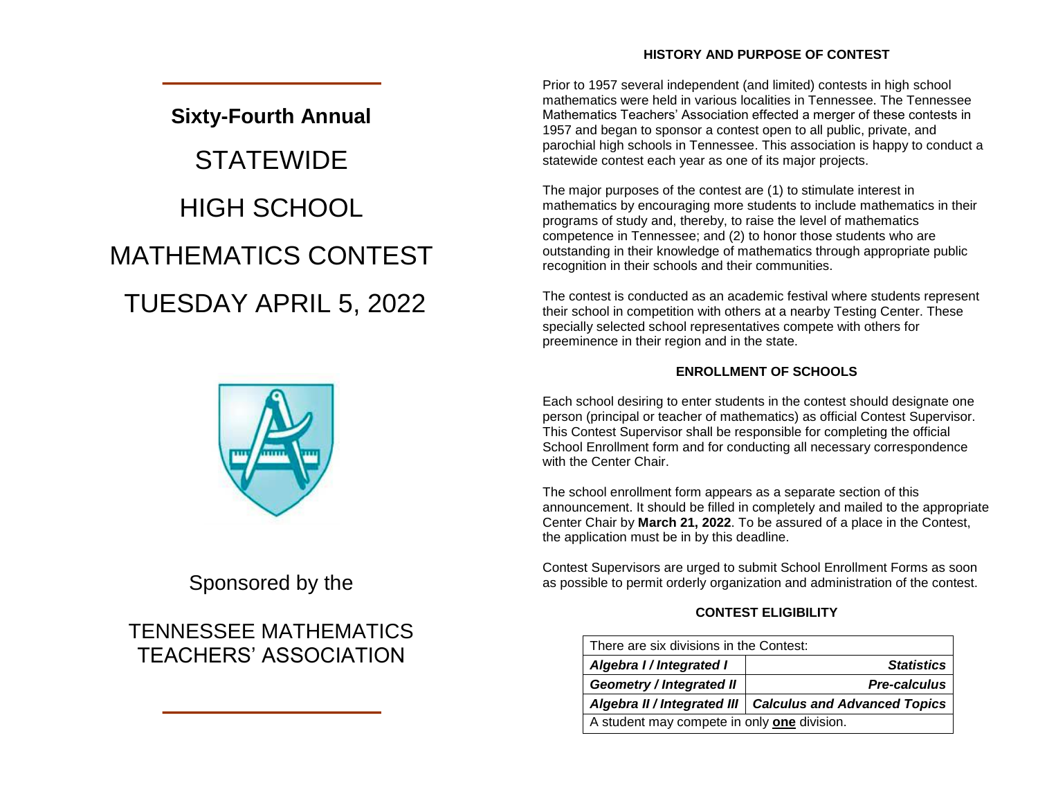**Sixty-Fourth Annual**

# STATEWIDE HIGH SCHOOL MATHEMATICS CONTEST

# TUESDAY APRIL 5, 2022

Sponsored by the

TENNESSEE MATHEMATICS TEACHERS' ASSOCIATION

## HISTORY AND PURPOSE OF CONTEST

Prior to 1957 several independent (and limited) contests in high school mathematics were held in various localities in Tennessee. The Tennessee Mathematics Teachers' Association effected a merger of these contests in 1957 and began to sponsor a contest open to all public, private, and parochial high schools in Tennessee. This association is happy to conduct a statewide contest each year as one of its major projects.

The major purposes of the contest are (1) to stimulate interest in mathematics by encouraging more students to include mathematics in their programs of study and, thereby, to raise the level of mathematics competence in Tennessee; and (2) to honor those students who are outstanding in their knowledge of mathematics through appropriate public recognition in their schools and their communities.

The contest is conducted as an academic festival where students represent their school in competition with others at a nearby Testing Center. These specially selected school representatives compete with others for preeminence in their region and in the state.

## ENROLLMENT OF SCHOOLS

Each school desiring to enter students in the contest should designate one person (principal or teacher of mathematics) as official Contest Supervisor. This Contest Supervisor shall be responsible for completing the official School Enrollment form and for conducting all necessary correspondence with the Center Chair.

The school enrollment form appears as a separate section of this announcement. It should be filled in completely and mailed to the appropriate Center Chair by **March 21, 2022**. To be assured of a place in the Contest, the application must be in by this deadline.

Contest Supervisors are urged to submit School Enrollment Forms as soon as possible to permit orderly organization and administration of the contest.

## CONTEST ELIGIBILITY

| There are six divisions in the Contest: | |
|---|---|
| ***Algebra I / Integrated I*** | ***Statistics*** |
| ***Geometry / Integrated II*** | ***Pre-calculus*** |
| ***Algebra II / Integrated III*** | ***Calculus and Advanced Topics*** |
| A student may compete in only **one** division. | |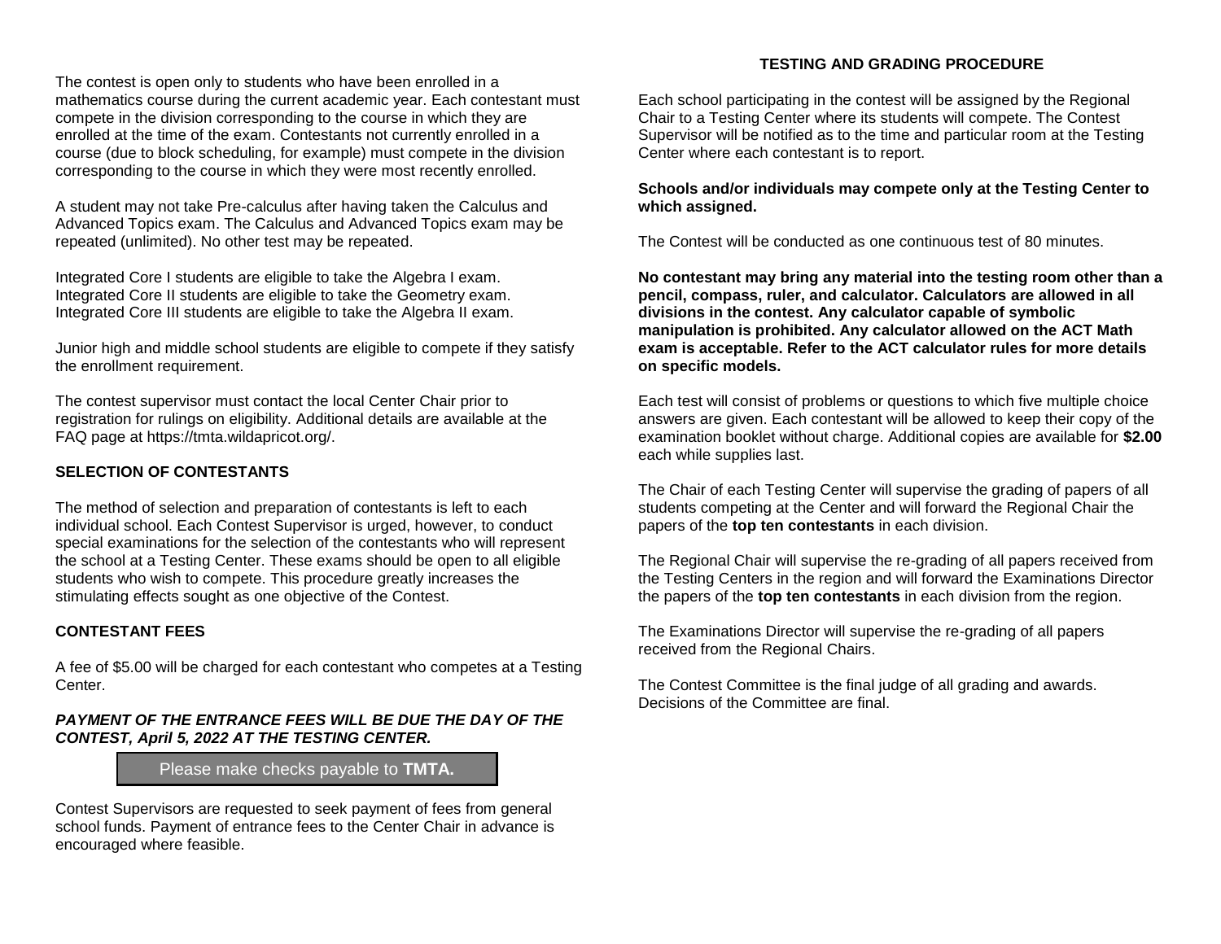The contest is open only to students who have been enrolled in a mathematics course during the current academic year. Each contestant must compete in the division corresponding to the course in which they are enrolled at the time of the exam. Contestants not currently enrolled in a course (due to block scheduling, for example) must compete in the division corresponding to the course in which they were most recently enrolled.

A student may not take Pre-calculus after having taken the Calculus and Advanced Topics exam. The Calculus and Advanced Topics exam may be repeated (unlimited). No other test may be repeated.

Integrated Core I students are eligible to take the Algebra I exam.
Integrated Core II students are eligible to take the Geometry exam.
Integrated Core III students are eligible to take the Algebra II exam.

Junior high and middle school students are eligible to compete if they satisfy the enrollment requirement.

The contest supervisor must contact the local Center Chair prior to registration for rulings on eligibility. Additional details are available at the FAQ page at https://tmta.wildapricot.org/.

## SELECTION OF CONTESTANTS

The method of selection and preparation of contestants is left to each individual school. Each Contest Supervisor is urged, however, to conduct special examinations for the selection of the contestants who will represent the school at a Testing Center. These exams should be open to all eligible students who wish to compete. This procedure greatly increases the stimulating effects sought as one objective of the Contest.

## CONTESTANT FEES

A fee of $5.00 will be charged for each contestant who competes at a Testing Center.

***PAYMENT OF THE ENTRANCE FEES WILL BE DUE THE DAY OF THE CONTEST, April 5, 2022 AT THE TESTING CENTER.***

Please make checks payable to **TMTA.**

Contest Supervisors are requested to seek payment of fees from general school funds. Payment of entrance fees to the Center Chair in advance is encouraged where feasible.

## TESTING AND GRADING PROCEDURE

Each school participating in the contest will be assigned by the Regional Chair to a Testing Center where its students will compete. The Contest Supervisor will be notified as to the time and particular room at the Testing Center where each contestant is to report.

**Schools and/or individuals may compete only at the Testing Center to which assigned.**

The Contest will be conducted as one continuous test of 80 minutes.

**No contestant may bring any material into the testing room other than a pencil, compass, ruler, and calculator. Calculators are allowed in all divisions in the contest. Any calculator capable of symbolic manipulation is prohibited. Any calculator allowed on the ACT Math exam is acceptable. Refer to the ACT calculator rules for more details on specific models.**

Each test will consist of problems or questions to which five multiple choice answers are given. Each contestant will be allowed to keep their copy of the examination booklet without charge. Additional copies are available for **$2.00** each while supplies last.

The Chair of each Testing Center will supervise the grading of papers of all students competing at the Center and will forward the Regional Chair the papers of the **top ten contestants** in each division.

The Regional Chair will supervise the re-grading of all papers received from the Testing Centers in the region and will forward the Examinations Director the papers of the **top ten contestants** in each division from the region.

The Examinations Director will supervise the re-grading of all papers received from the Regional Chairs.

The Contest Committee is the final judge of all grading and awards. Decisions of the Committee are final.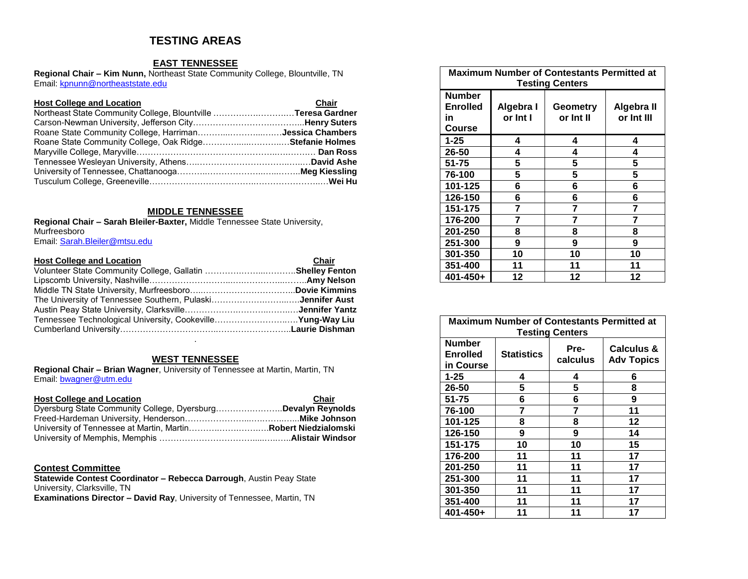# TESTING AREAS

## EAST TENNESSEE

**Regional Chair – Kim Nunn,** Northeast State Community College, Blountville, TN
Email: kpnunn@northeaststate.edu

| Host College and Location | Chair |
|---|---|
| Northeast State Community College, Blountville | **Teresa Gardner** |
| Carson-Newman University, Jefferson City | **Henry Suters** |
| Roane State Community College, Harriman | **Jessica Chambers** |
| Roane State Community College, Oak Ridge | **Stefanie Holmes** |
| Maryville College, Maryville | **Dan Ross** |
| Tennessee Wesleyan University, Athens | **David Ashe** |
| University of Tennessee, Chattanooga | **Meg Kiessling** |
| Tusculum College, Greeneville | **Wei Hu** |

## MIDDLE TENNESSEE

**Regional Chair – Sarah Bleiler-Baxter,** Middle Tennessee State University, Murfreesboro
Email: Sarah.Bleiler@mtsu.edu

| Host College and Location | Chair |
|---|---|
| Volunteer State Community College, Gallatin | **Shelley Fenton** |
| Lipscomb University, Nashville | **Amy Nelson** |
| Middle TN State University, Murfreesboro | **Dovie Kimmins** |
| The University of Tennessee Southern, Pulaski | **Jennifer Aust** |
| Austin Peay State University, Clarksville | **Jennifer Yantz** |
| Tennessee Technological University, Cookeville | **Yung-Way Liu** |
| Cumberland University | **Laurie Dishman** |

## WEST TENNESSEE

**Regional Chair – Brian Wagner**, University of Tennessee at Martin, Martin, TN
Email: bwagner@utm.edu

| Host College and Location | Chair |
|---|---|
| Dyersburg State Community College, Dyersburg | **Devalyn Reynolds** |
| Freed-Hardeman University, Henderson | **Mike Johnson** |
| University of Tennessee at Martin, Martin | **Robert Niedzialomski** |
| University of Memphis, Memphis | **Alistair Windsor** |

## Contest Committee

**Statewide Contest Coordinator – Rebecca Darrough**, Austin Peay State University, Clarksville, TN
**Examinations Director – David Ray**, University of Tennessee, Martin, TN

**Maximum Number of Contestants Permitted at Testing Centers**

| Number Enrolled in Course | Algebra I or Int I | Geometry or Int II | Algebra II or Int III |
|---|---|---|---|
| 1-25 | 4 | 4 | 4 |
| 26-50 | 4 | 4 | 4 |
| 51-75 | 5 | 5 | 5 |
| 76-100 | 5 | 5 | 5 |
| 101-125 | 6 | 6 | 6 |
| 126-150 | 6 | 6 | 6 |
| 151-175 | 7 | 7 | 7 |
| 176-200 | 7 | 7 | 7 |
| 201-250 | 8 | 8 | 8 |
| 251-300 | 9 | 9 | 9 |
| 301-350 | 10 | 10 | 10 |
| 351-400 | 11 | 11 | 11 |
| 401-450+ | 12 | 12 | 12 |

**Maximum Number of Contestants Permitted at Testing Centers**

| Number Enrolled in Course | Statistics | Pre-calculus | Calculus & Adv Topics |
|---|---|---|---|
| 1-25 | 4 | 4 | 6 |
| 26-50 | 5 | 5 | 8 |
| 51-75 | 6 | 6 | 9 |
| 76-100 | 7 | 7 | 11 |
| 101-125 | 8 | 8 | 12 |
| 126-150 | 9 | 9 | 14 |
| 151-175 | 10 | 10 | 15 |
| 176-200 | 11 | 11 | 17 |
| 201-250 | 11 | 11 | 17 |
| 251-300 | 11 | 11 | 17 |
| 301-350 | 11 | 11 | 17 |
| 351-400 | 11 | 11 | 17 |
| 401-450+ | 11 | 11 | 17 |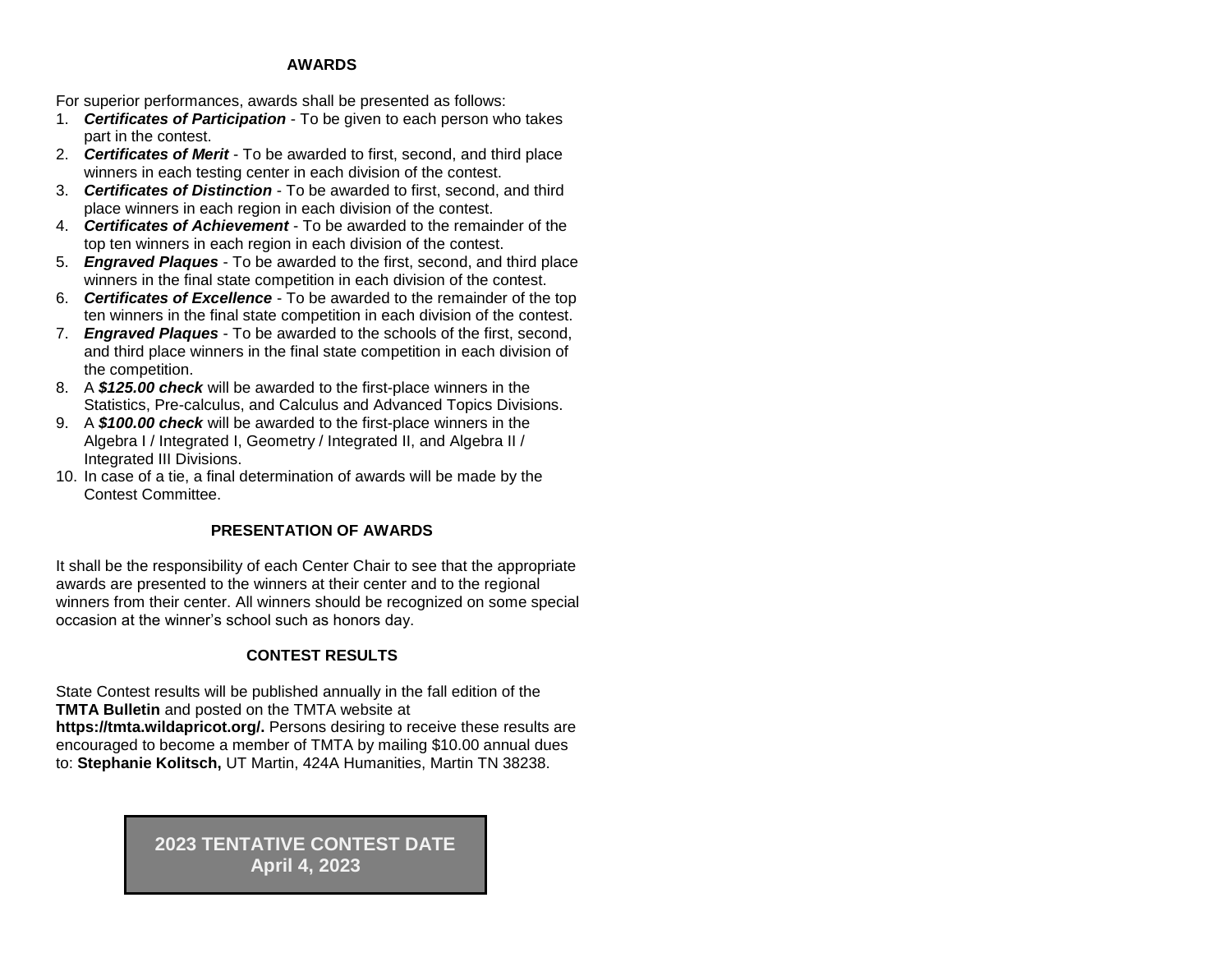## AWARDS

For superior performances, awards shall be presented as follows:

1. ***Certificates of Participation*** - To be given to each person who takes part in the contest.
2. ***Certificates of Merit*** - To be awarded to first, second, and third place winners in each testing center in each division of the contest.
3. ***Certificates of Distinction*** - To be awarded to first, second, and third place winners in each region in each division of the contest.
4. ***Certificates of Achievement*** - To be awarded to the remainder of the top ten winners in each region in each division of the contest.
5. ***Engraved Plaques*** - To be awarded to the first, second, and third place winners in the final state competition in each division of the contest.
6. ***Certificates of Excellence*** - To be awarded to the remainder of the top ten winners in the final state competition in each division of the contest.
7. ***Engraved Plaques*** - To be awarded to the schools of the first, second, and third place winners in the final state competition in each division of the competition.
8. A ***$125.00 check*** will be awarded to the first-place winners in the Statistics, Pre-calculus, and Calculus and Advanced Topics Divisions.
9. A ***$100.00 check*** will be awarded to the first-place winners in the Algebra I / Integrated I, Geometry / Integrated II, and Algebra II / Integrated III Divisions.
10. In case of a tie, a final determination of awards will be made by the Contest Committee.

## PRESENTATION OF AWARDS

It shall be the responsibility of each Center Chair to see that the appropriate awards are presented to the winners at their center and to the regional winners from their center. All winners should be recognized on some special occasion at the winner's school such as honors day.

## CONTEST RESULTS

State Contest results will be published annually in the fall edition of the **TMTA Bulletin** and posted on the TMTA website at **https://tmta.wildapricot.org/.** Persons desiring to receive these results are encouraged to become a member of TMTA by mailing $10.00 annual dues to: **Stephanie Kolitsch,** UT Martin, 424A Humanities, Martin TN 38238.

**2023 TENTATIVE CONTEST DATE**
**April 4, 2023**